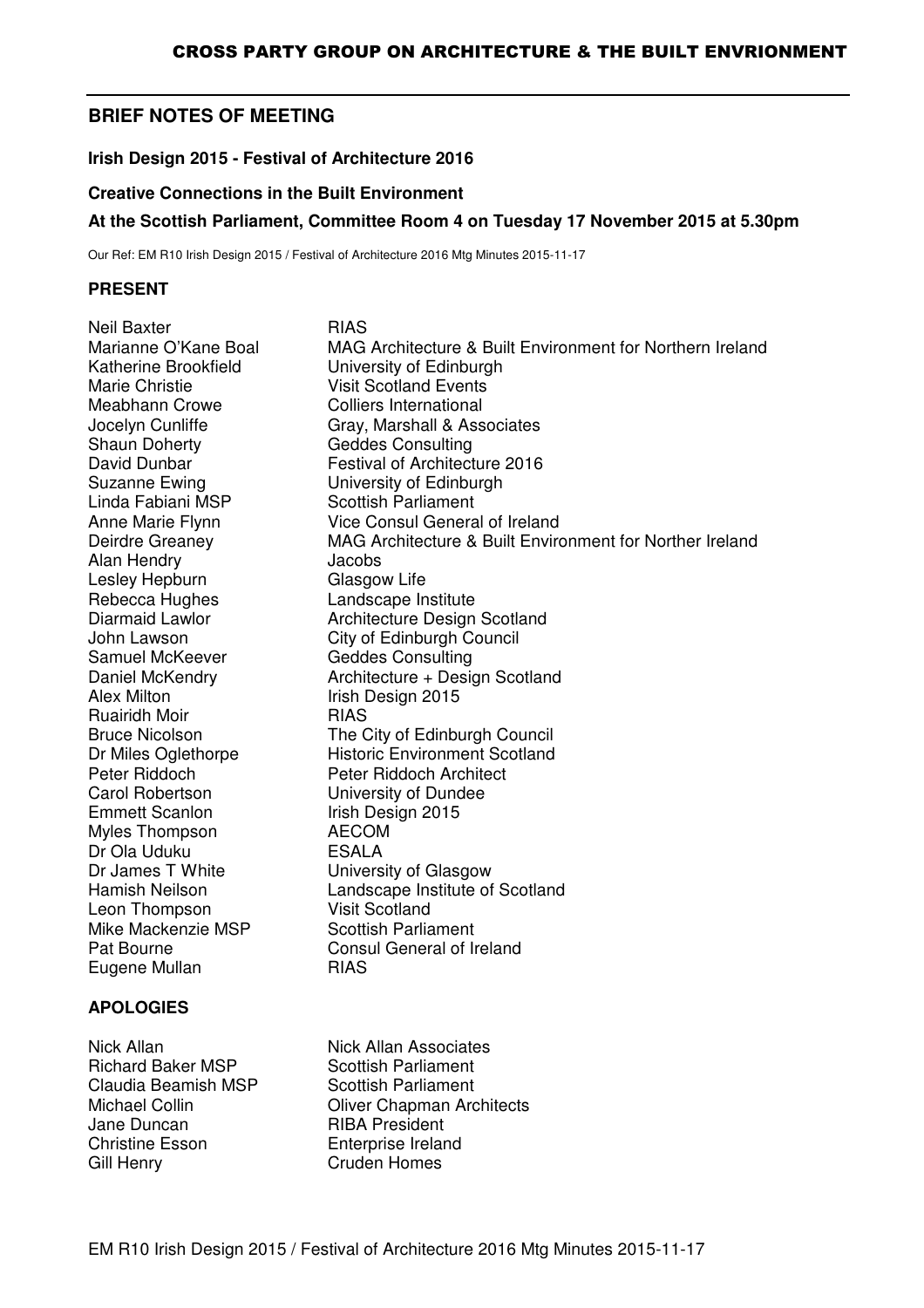## BRIEF NOTES OF MEETING

**Irish Design 2015 - Festival of Architecture 2016**

**Creative Connections in the Built Environment**

**At the Scottish Parliament, Committee Room 4 on Tuesday 17 November 2015 at 5.30pm**

Our Ref: EM R10 Irish Design 2015 / Festival of Architecture 2016 Mtg Minutes 2015-11-17

### PRESENT

| | |
|---|---|
| Neil Baxter | RIAS |
| Marianne O'Kane Boal | MAG Architecture & Built Environment for Northern Ireland |
| Katherine Brookfield | University of Edinburgh |
| Marie Christie | Visit Scotland Events |
| Meabhann Crowe | Colliers International |
| Jocelyn Cunliffe | Gray, Marshall & Associates |
| Shaun Doherty | Geddes Consulting |
| David Dunbar | Festival of Architecture 2016 |
| Suzanne Ewing | University of Edinburgh |
| Linda Fabiani MSP | Scottish Parliament |
| Anne Marie Flynn | Vice Consul General of Ireland |
| Deirdre Greaney | MAG Architecture & Built Environment for Norther Ireland |
| Alan Hendry | Jacobs |
| Lesley Hepburn | Glasgow Life |
| Rebecca Hughes | Landscape Institute |
| Diarmaid Lawlor | Architecture Design Scotland |
| John Lawson | City of Edinburgh Council |
| Samuel McKeever | Geddes Consulting |
| Daniel McKendry | Architecture + Design Scotland |
| Alex Milton | Irish Design 2015 |
| Ruairidh Moir | RIAS |
| Bruce Nicolson | The City of Edinburgh Council |
| Dr Miles Oglethorpe | Historic Environment Scotland |
| Peter Riddoch | Peter Riddoch Architect |
| Carol Robertson | University of Dundee |
| Emmett Scanlon | Irish Design 2015 |
| Myles Thompson | AECOM |
| Dr Ola Uduku | ESALA |
| Dr James T White | University of Glasgow |
| Hamish Neilson | Landscape Institute of Scotland |
| Leon Thompson | Visit Scotland |
| Mike Mackenzie MSP | Scottish Parliament |
| Pat Bourne | Consul General of Ireland |
| Eugene Mullan | RIAS |

### APOLOGIES

| | |
|---|---|
| Nick Allan | Nick Allan Associates |
| Richard Baker MSP | Scottish Parliament |
| Claudia Beamish MSP | Scottish Parliament |
| Michael Collin | Oliver Chapman Architects |
| Jane Duncan | RIBA President |
| Christine Esson | Enterprise Ireland |
| Gill Henry | Cruden Homes |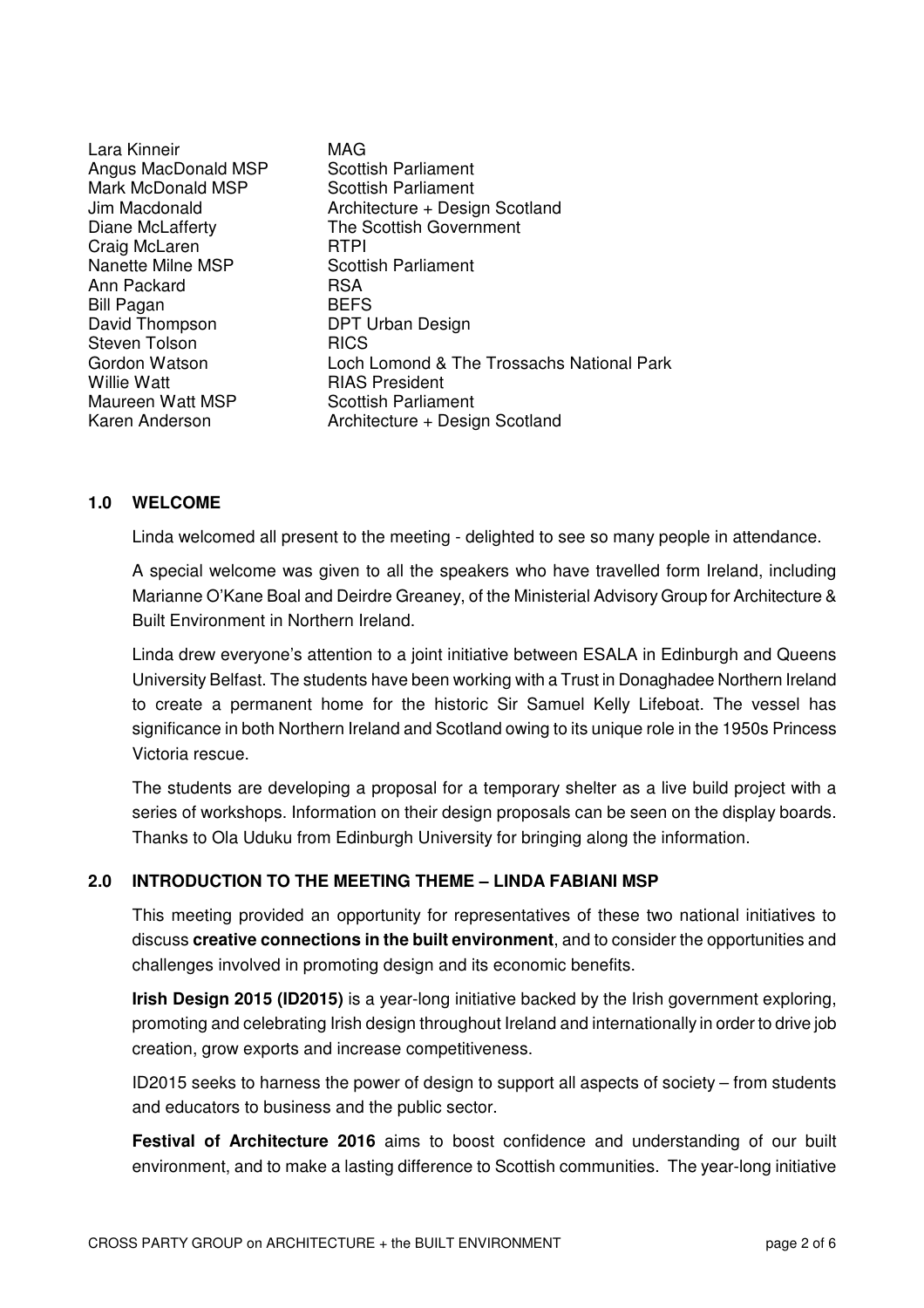| | |
|---|---|
| Lara Kinneir | MAG |
| Angus MacDonald MSP | Scottish Parliament |
| Mark McDonald MSP | Scottish Parliament |
| Jim Macdonald | Architecture + Design Scotland |
| Diane McLafferty | The Scottish Government |
| Craig McLaren | RTPI |
| Nanette Milne MSP | Scottish Parliament |
| Ann Packard | RSA |
| Bill Pagan | BEFS |
| David Thompson | DPT Urban Design |
| Steven Tolson | RICS |
| Gordon Watson | Loch Lomond & The Trossachs National Park |
| Willie Watt | RIAS President |
| Maureen Watt MSP | Scottish Parliament |
| Karen Anderson | Architecture + Design Scotland |

## 1.0 WELCOME

Linda welcomed all present to the meeting - delighted to see so many people in attendance.

A special welcome was given to all the speakers who have travelled form Ireland, including Marianne O'Kane Boal and Deirdre Greaney, of the Ministerial Advisory Group for Architecture & Built Environment in Northern Ireland.

Linda drew everyone's attention to a joint initiative between ESALA in Edinburgh and Queens University Belfast. The students have been working with a Trust in Donaghadee Northern Ireland to create a permanent home for the historic Sir Samuel Kelly Lifeboat. The vessel has significance in both Northern Ireland and Scotland owing to its unique role in the 1950s Princess Victoria rescue.

The students are developing a proposal for a temporary shelter as a live build project with a series of workshops. Information on their design proposals can be seen on the display boards. Thanks to Ola Uduku from Edinburgh University for bringing along the information.

## 2.0 INTRODUCTION TO THE MEETING THEME – LINDA FABIANI MSP

This meeting provided an opportunity for representatives of these two national initiatives to discuss **creative connections in the built environment**, and to consider the opportunities and challenges involved in promoting design and its economic benefits.

**Irish Design 2015 (ID2015)** is a year-long initiative backed by the Irish government exploring, promoting and celebrating Irish design throughout Ireland and internationally in order to drive job creation, grow exports and increase competitiveness.

ID2015 seeks to harness the power of design to support all aspects of society – from students and educators to business and the public sector.

**Festival of Architecture 2016** aims to boost confidence and understanding of our built environment, and to make a lasting difference to Scottish communities. The year-long initiative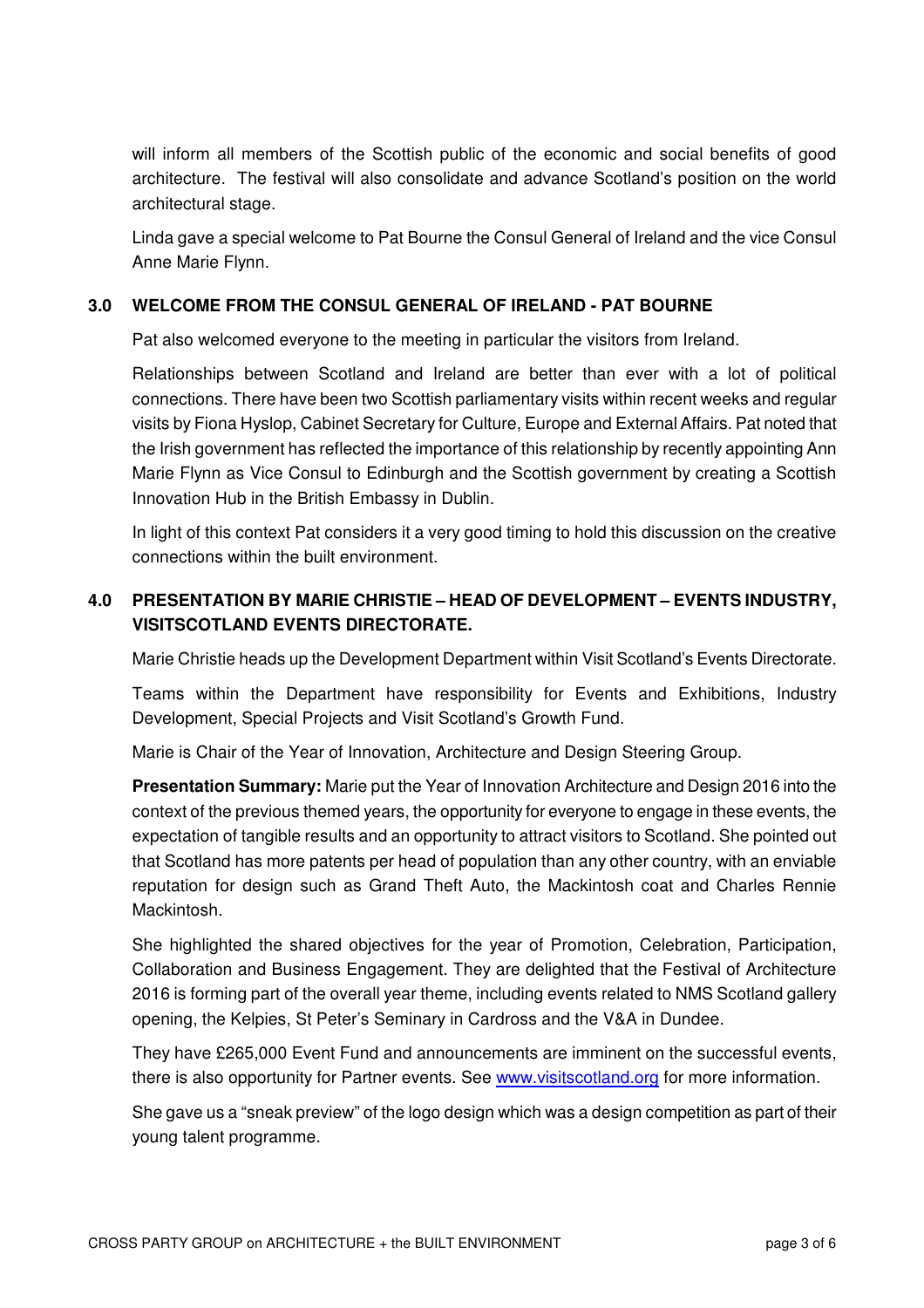will inform all members of the Scottish public of the economic and social benefits of good architecture. The festival will also consolidate and advance Scotland's position on the world architectural stage.

Linda gave a special welcome to Pat Bourne the Consul General of Ireland and the vice Consul Anne Marie Flynn.

## 3.0 WELCOME FROM THE CONSUL GENERAL OF IRELAND - PAT BOURNE

Pat also welcomed everyone to the meeting in particular the visitors from Ireland.

Relationships between Scotland and Ireland are better than ever with a lot of political connections. There have been two Scottish parliamentary visits within recent weeks and regular visits by Fiona Hyslop, Cabinet Secretary for Culture, Europe and External Affairs. Pat noted that the Irish government has reflected the importance of this relationship by recently appointing Ann Marie Flynn as Vice Consul to Edinburgh and the Scottish government by creating a Scottish Innovation Hub in the British Embassy in Dublin.

In light of this context Pat considers it a very good timing to hold this discussion on the creative connections within the built environment.

## 4.0 PRESENTATION BY MARIE CHRISTIE – HEAD OF DEVELOPMENT – EVENTS INDUSTRY, VISITSCOTLAND EVENTS DIRECTORATE.

Marie Christie heads up the Development Department within Visit Scotland's Events Directorate.

Teams within the Department have responsibility for Events and Exhibitions, Industry Development, Special Projects and Visit Scotland's Growth Fund.

Marie is Chair of the Year of Innovation, Architecture and Design Steering Group.

**Presentation Summary:** Marie put the Year of Innovation Architecture and Design 2016 into the context of the previous themed years, the opportunity for everyone to engage in these events, the expectation of tangible results and an opportunity to attract visitors to Scotland. She pointed out that Scotland has more patents per head of population than any other country, with an enviable reputation for design such as Grand Theft Auto, the Mackintosh coat and Charles Rennie Mackintosh.

She highlighted the shared objectives for the year of Promotion, Celebration, Participation, Collaboration and Business Engagement. They are delighted that the Festival of Architecture 2016 is forming part of the overall year theme, including events related to NMS Scotland gallery opening, the Kelpies, St Peter's Seminary in Cardross and the V&A in Dundee.

They have £265,000 Event Fund and announcements are imminent on the successful events, there is also opportunity for Partner events. See www.visitscotland.org for more information.

She gave us a "sneak preview" of the logo design which was a design competition as part of their young talent programme.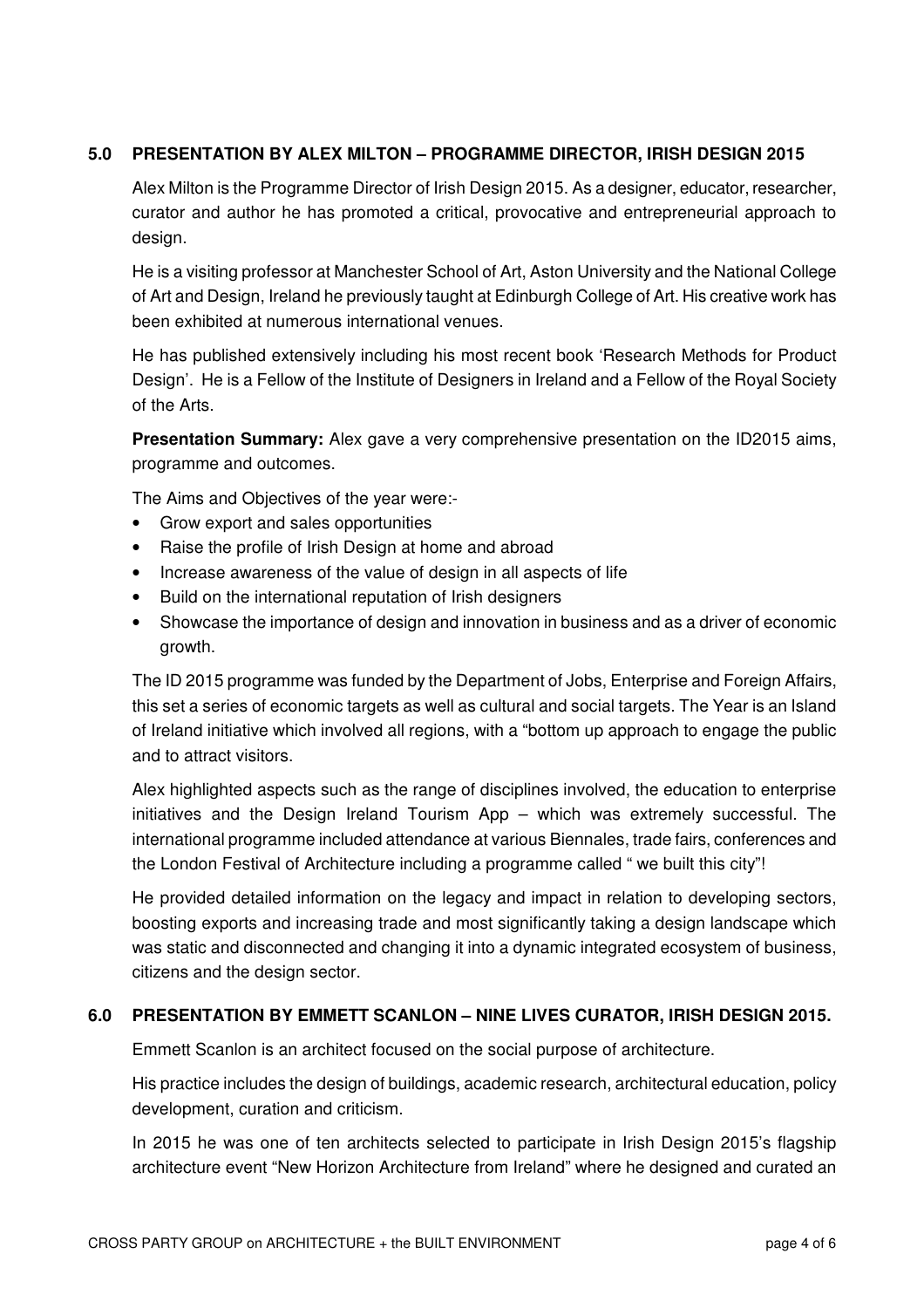## 5.0 PRESENTATION BY ALEX MILTON – PROGRAMME DIRECTOR, IRISH DESIGN 2015

Alex Milton is the Programme Director of Irish Design 2015. As a designer, educator, researcher, curator and author he has promoted a critical, provocative and entrepreneurial approach to design.

He is a visiting professor at Manchester School of Art, Aston University and the National College of Art and Design, Ireland he previously taught at Edinburgh College of Art. His creative work has been exhibited at numerous international venues.

He has published extensively including his most recent book 'Research Methods for Product Design'. He is a Fellow of the Institute of Designers in Ireland and a Fellow of the Royal Society of the Arts.

**Presentation Summary:** Alex gave a very comprehensive presentation on the ID2015 aims, programme and outcomes.

The Aims and Objectives of the year were:-

- Grow export and sales opportunities
- Raise the profile of Irish Design at home and abroad
- Increase awareness of the value of design in all aspects of life
- Build on the international reputation of Irish designers
- Showcase the importance of design and innovation in business and as a driver of economic growth.

The ID 2015 programme was funded by the Department of Jobs, Enterprise and Foreign Affairs, this set a series of economic targets as well as cultural and social targets. The Year is an Island of Ireland initiative which involved all regions, with a "bottom up approach to engage the public and to attract visitors.

Alex highlighted aspects such as the range of disciplines involved, the education to enterprise initiatives and the Design Ireland Tourism App – which was extremely successful. The international programme included attendance at various Biennales, trade fairs, conferences and the London Festival of Architecture including a programme called " we built this city"!

He provided detailed information on the legacy and impact in relation to developing sectors, boosting exports and increasing trade and most significantly taking a design landscape which was static and disconnected and changing it into a dynamic integrated ecosystem of business, citizens and the design sector.

## 6.0 PRESENTATION BY EMMETT SCANLON – NINE LIVES CURATOR, IRISH DESIGN 2015.

Emmett Scanlon is an architect focused on the social purpose of architecture.

His practice includes the design of buildings, academic research, architectural education, policy development, curation and criticism.

In 2015 he was one of ten architects selected to participate in Irish Design 2015's flagship architecture event "New Horizon Architecture from Ireland" where he designed and curated an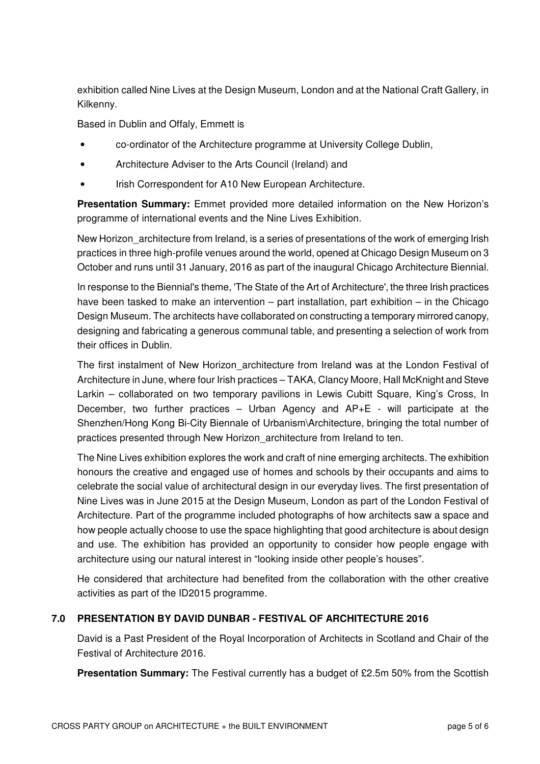exhibition called Nine Lives at the Design Museum, London and at the National Craft Gallery, in Kilkenny.

Based in Dublin and Offaly, Emmett is

- co-ordinator of the Architecture programme at University College Dublin,
- Architecture Adviser to the Arts Council (Ireland) and
- Irish Correspondent for A10 New European Architecture.

**Presentation Summary:** Emmet provided more detailed information on the New Horizon's programme of international events and the Nine Lives Exhibition.

New Horizon_architecture from Ireland, is a series of presentations of the work of emerging Irish practices in three high-profile venues around the world, opened at Chicago Design Museum on 3 October and runs until 31 January, 2016 as part of the inaugural Chicago Architecture Biennial.

In response to the Biennial's theme, 'The State of the Art of Architecture', the three Irish practices have been tasked to make an intervention – part installation, part exhibition – in the Chicago Design Museum. The architects have collaborated on constructing a temporary mirrored canopy, designing and fabricating a generous communal table, and presenting a selection of work from their offices in Dublin.

The first instalment of New Horizon_architecture from Ireland was at the London Festival of Architecture in June, where four Irish practices – TAKA, Clancy Moore, Hall McKnight and Steve Larkin – collaborated on two temporary pavilions in Lewis Cubitt Square, King's Cross, In December, two further practices – Urban Agency and AP+E - will participate at the Shenzhen/Hong Kong Bi-City Biennale of Urbanism\Architecture, bringing the total number of practices presented through New Horizon_architecture from Ireland to ten.

The Nine Lives exhibition explores the work and craft of nine emerging architects. The exhibition honours the creative and engaged use of homes and schools by their occupants and aims to celebrate the social value of architectural design in our everyday lives. The first presentation of Nine Lives was in June 2015 at the Design Museum, London as part of the London Festival of Architecture. Part of the programme included photographs of how architects saw a space and how people actually choose to use the space highlighting that good architecture is about design and use. The exhibition has provided an opportunity to consider how people engage with architecture using our natural interest in "looking inside other people's houses".

He considered that architecture had benefited from the collaboration with the other creative activities as part of the ID2015 programme.

## 7.0 PRESENTATION BY DAVID DUNBAR - FESTIVAL OF ARCHITECTURE 2016

David is a Past President of the Royal Incorporation of Architects in Scotland and Chair of the Festival of Architecture 2016.

**Presentation Summary:** The Festival currently has a budget of £2.5m 50% from the Scottish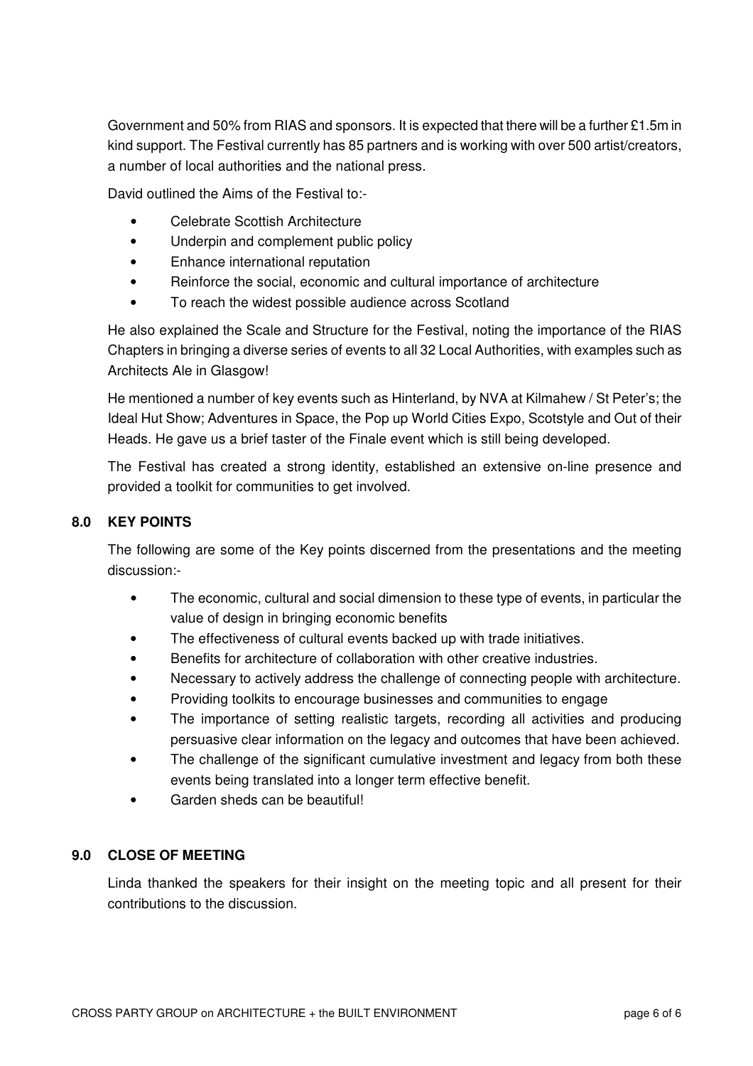Government and 50% from RIAS and sponsors. It is expected that there will be a further £1.5m in kind support. The Festival currently has 85 partners and is working with over 500 artist/creators, a number of local authorities and the national press.

David outlined the Aims of the Festival to:-

- Celebrate Scottish Architecture
- Underpin and complement public policy
- Enhance international reputation
- Reinforce the social, economic and cultural importance of architecture
- To reach the widest possible audience across Scotland

He also explained the Scale and Structure for the Festival, noting the importance of the RIAS Chapters in bringing a diverse series of events to all 32 Local Authorities, with examples such as Architects Ale in Glasgow!

He mentioned a number of key events such as Hinterland, by NVA at Kilmahew / St Peter's; the Ideal Hut Show; Adventures in Space, the Pop up World Cities Expo, Scotstyle and Out of their Heads. He gave us a brief taster of the Finale event which is still being developed.

The Festival has created a strong identity, established an extensive on-line presence and provided a toolkit for communities to get involved.

## 8.0 KEY POINTS

The following are some of the Key points discerned from the presentations and the meeting discussion:-

- The economic, cultural and social dimension to these type of events, in particular the value of design in bringing economic benefits
- The effectiveness of cultural events backed up with trade initiatives.
- Benefits for architecture of collaboration with other creative industries.
- Necessary to actively address the challenge of connecting people with architecture.
- Providing toolkits to encourage businesses and communities to engage
- The importance of setting realistic targets, recording all activities and producing persuasive clear information on the legacy and outcomes that have been achieved.
- The challenge of the significant cumulative investment and legacy from both these events being translated into a longer term effective benefit.
- Garden sheds can be beautiful!

## 9.0 CLOSE OF MEETING

Linda thanked the speakers for their insight on the meeting topic and all present for their contributions to the discussion.